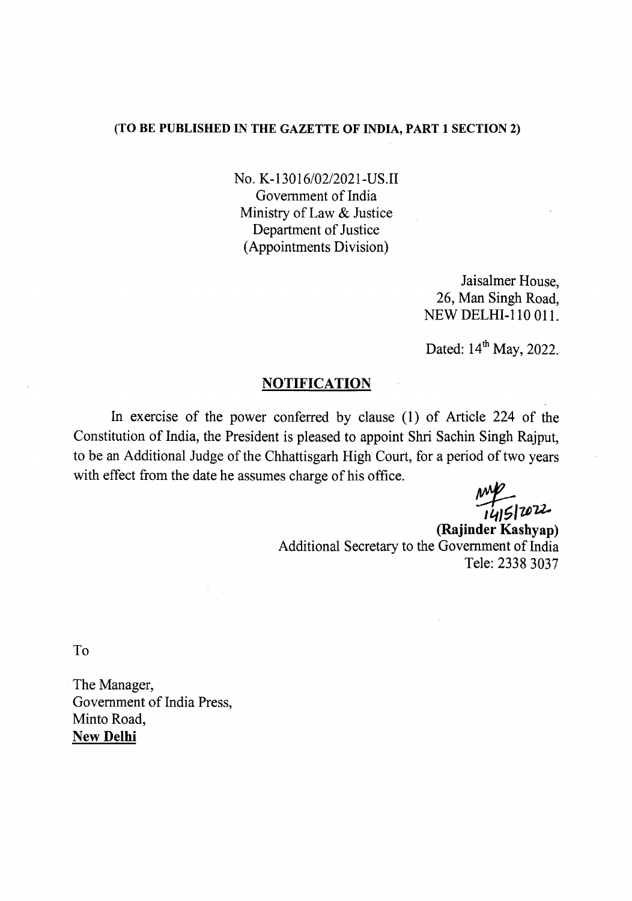**(TO BE PUBLISHED IN THE GAZETTE OF INDIA, PART 1 SECTION 2)**

No. K-13016/02/2021-US.II
Government of India
Ministry of Law & Justice
Department of Justice
(Appointments Division)

Jaisalmer House,
26, Man Singh Road,
NEW DELHI-110 011.

Dated: 14th May, 2022.

## NOTIFICATION

In exercise of the power conferred by clause (1) of Article 224 of the Constitution of India, the President is pleased to appoint Shri Sachin Singh Rajput, to be an Additional Judge of the Chhattisgarh High Court, for a period of two years with effect from the date he assumes charge of his office.

14/5/2022
**(Rajinder Kashyap)**
Additional Secretary to the Government of India
Tele: 2338 3037

To

The Manager,
Government of India Press,
Minto Road,
**New Delhi**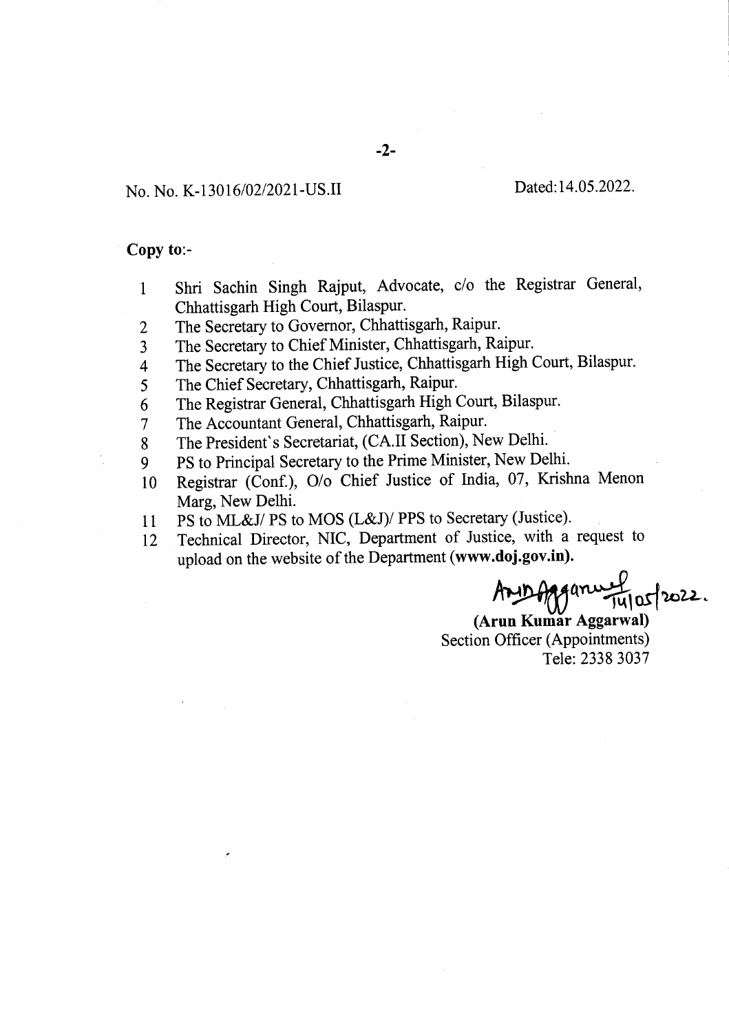No. No. K-13016/02/2021-US.II

Dated:14.05.2022.

**Copy to**:-

1. Shri Sachin Singh Rajput, Advocate, c/o the Registrar General, Chhattisgarh High Court, Bilaspur.
2. The Secretary to Governor, Chhattisgarh, Raipur.
3. The Secretary to Chief Minister, Chhattisgarh, Raipur.
4. The Secretary to the Chief Justice, Chhattisgarh High Court, Bilaspur.
5. The Chief Secretary, Chhattisgarh, Raipur.
6. The Registrar General, Chhattisgarh High Court, Bilaspur.
7. The Accountant General, Chhattisgarh, Raipur.
8. The President`s Secretariat, (CA.II Section), New Delhi.
9. PS to Principal Secretary to the Prime Minister, New Delhi.
10. Registrar (Conf.), O/o Chief Justice of India, 07, Krishna Menon Marg, New Delhi.
11. PS to ML&J/ PS to MOS (L&J)/ PPS to Secretary (Justice).
12. Technical Director, NIC, Department of Justice, with a request to upload on the website of the Department (**www.doj.gov.in**).

Arun Aggarwal 14/05/2022.

**(Arun Kumar Aggarwal)**
Section Officer (Appointments)
Tele: 2338 3037